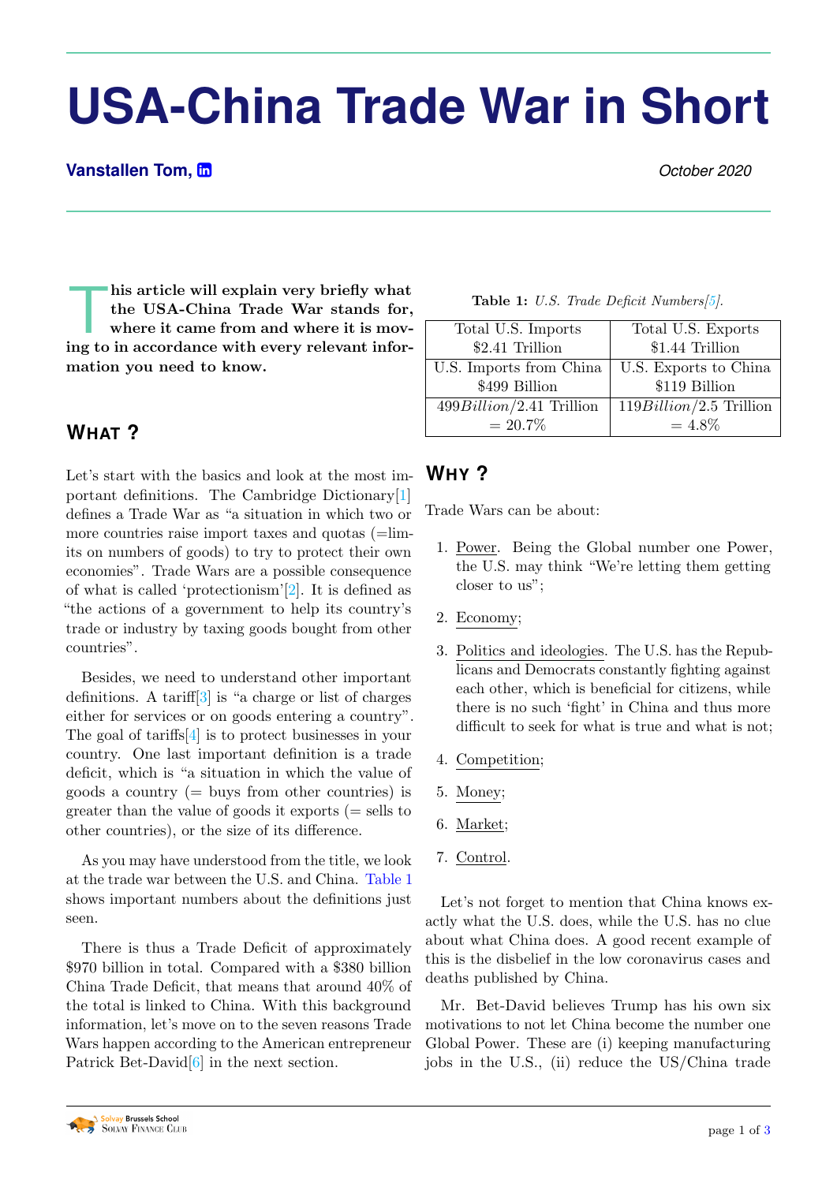# USA-China Trade War in Short

**Vanstallen Tom,**

*October 2020*

**This article will explain very briefly what the USA-China Trade War stands for, where it came from and where it is moving to in accordance with every relevant information you need to know.**

## What ?

Let's start with the basics and look at the most important definitions. The Cambridge Dictionary[1] defines a Trade War as "a situation in which two or more countries raise import taxes and quotas (=limits on numbers of goods) to try to protect their own economies". Trade Wars are a possible consequence of what is called 'protectionism'[2]. It is defined as "the actions of a government to help its country's trade or industry by taxing goods bought from other countries".

Besides, we need to understand other important definitions. A tariff[3] is "a charge or list of charges either for services or on goods entering a country". The goal of tariffs[4] is to protect businesses in your country. One last important definition is a trade deficit, which is "a situation in which the value of goods a country (= buys from other countries) is greater than the value of goods it exports (= sells to other countries), or the size of its difference.

As you may have understood from the title, we look at the trade war between the U.S. and China. Table 1 shows important numbers about the definitions just seen.

There is thus a Trade Deficit of approximately \$970 billion in total. Compared with a \$380 billion China Trade Deficit, that means that around 40% of the total is linked to China. With this background information, let's move on to the seven reasons Trade Wars happen according to the American entrepreneur Patrick Bet-David[6] in the next section.

**Table 1:** *U.S. Trade Deficit Numbers[5].*

| Total U.S. Imports \$2.41 Trillion | Total U.S. Exports \$1.44 Trillion |
|---|---|
| U.S. Imports from China \$499 Billion | U.S. Exports to China \$119 Billion |
| $499 Billion/2.41$ Trillion $= 20.7\%$ | $119 Billion/2.5$ Trillion $= 4.8\%$ |

## Why ?

Trade Wars can be about:

1. Power. Being the Global number one Power, the U.S. may think "We're letting them getting closer to us";
2. Economy;
3. Politics and ideologies. The U.S. has the Republicans and Democrats constantly fighting against each other, which is beneficial for citizens, while there is no such 'fight' in China and thus more difficult to seek for what is true and what is not;
4. Competition;
5. Money;
6. Market;
7. Control.

Let's not forget to mention that China knows exactly what the U.S. does, while the U.S. has no clue about what China does. A good recent example of this is the disbelief in the low coronavirus cases and deaths published by China.

Mr. Bet-David believes Trump has his own six motivations to not let China become the number one Global Power. These are (i) keeping manufacturing jobs in the U.S., (ii) reduce the US/China trade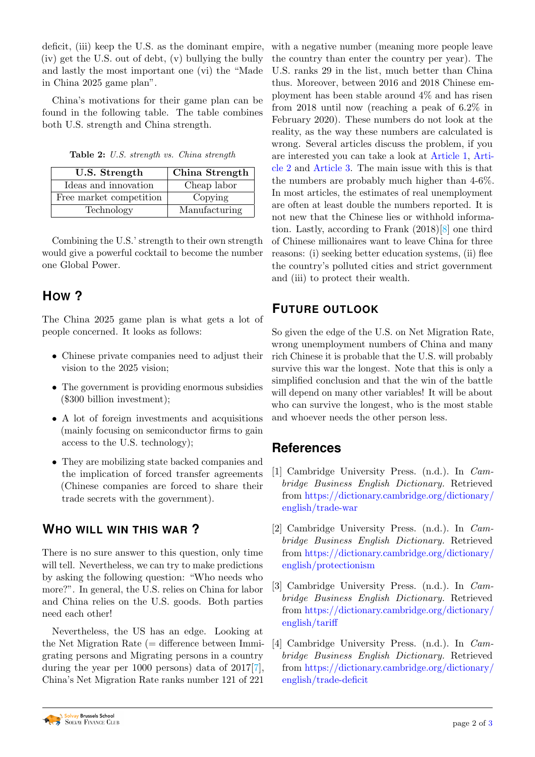deficit, (iii) keep the U.S. as the dominant empire, (iv) get the U.S. out of debt, (v) bullying the bully and lastly the most important one (vi) the "Made in China 2025 game plan".

China's motivations for their game plan can be found in the following table. The table combines both U.S. strength and China strength.

**Table 2:** *U.S. strength vs. China strength*

| U.S. Strength | China Strength |
|---|---|
| Ideas and innovation | Cheap labor |
| Free market competition | Copying |
| Technology | Manufacturing |

Combining the U.S.' strength to their own strength would give a powerful cocktail to become the number one Global Power.

## How ?

The China 2025 game plan is what gets a lot of people concerned. It looks as follows:

- Chinese private companies need to adjust their vision to the 2025 vision;
- The government is providing enormous subsidies ($300 billion investment);
- A lot of foreign investments and acquisitions (mainly focusing on semiconductor firms to gain access to the U.S. technology);
- They are mobilizing state backed companies and the implication of forced transfer agreements (Chinese companies are forced to share their trade secrets with the government).

## Who will win this war ?

There is no sure answer to this question, only time will tell. Nevertheless, we can try to make predictions by asking the following question: "Who needs who more?". In general, the U.S. relies on China for labor and China relies on the U.S. goods. Both parties need each other!

Nevertheless, the US has an edge. Looking at the Net Migration Rate (= difference between Immigrating persons and Migrating persons in a country during the year per 1000 persons) data of 2017[7], China's Net Migration Rate ranks number 121 of 221 with a negative number (meaning more people leave the country than enter the country per year). The U.S. ranks 29 in the list, much better than China thus. Moreover, between 2016 and 2018 Chinese employment has been stable around 4% and has risen from 2018 until now (reaching a peak of 6.2% in February 2020). These numbers do not look at the reality, as the way these numbers are calculated is wrong. Several articles discuss the problem, if you are interested you can take a look at Article 1, Article 2 and Article 3. The main issue with this is that the numbers are probably much higher than 4-6%. In most articles, the estimates of real unemployment are often at least double the numbers reported. It is not new that the Chinese lies or withhold information. Lastly, according to Frank (2018)[8] one third of Chinese millionaires want to leave China for three reasons: (i) seeking better education systems, (ii) flee the country's polluted cities and strict government and (iii) to protect their wealth.

## Future outlook

So given the edge of the U.S. on Net Migration Rate, wrong unemployment numbers of China and many rich Chinese it is probable that the U.S. will probably survive this war the longest. Note that this is only a simplified conclusion and that the win of the battle will depend on many other variables! It will be about who can survive the longest, who is the most stable and whoever needs the other person less.

## References

[1] Cambridge University Press. (n.d.). In *Cambridge Business English Dictionary.* Retrieved from https://dictionary.cambridge.org/dictionary/english/trade-war

[2] Cambridge University Press. (n.d.). In *Cambridge Business English Dictionary.* Retrieved from https://dictionary.cambridge.org/dictionary/english/protectionism

[3] Cambridge University Press. (n.d.). In *Cambridge Business English Dictionary.* Retrieved from https://dictionary.cambridge.org/dictionary/english/tariff

[4] Cambridge University Press. (n.d.). In *Cambridge Business English Dictionary.* Retrieved from https://dictionary.cambridge.org/dictionary/english/trade-deficit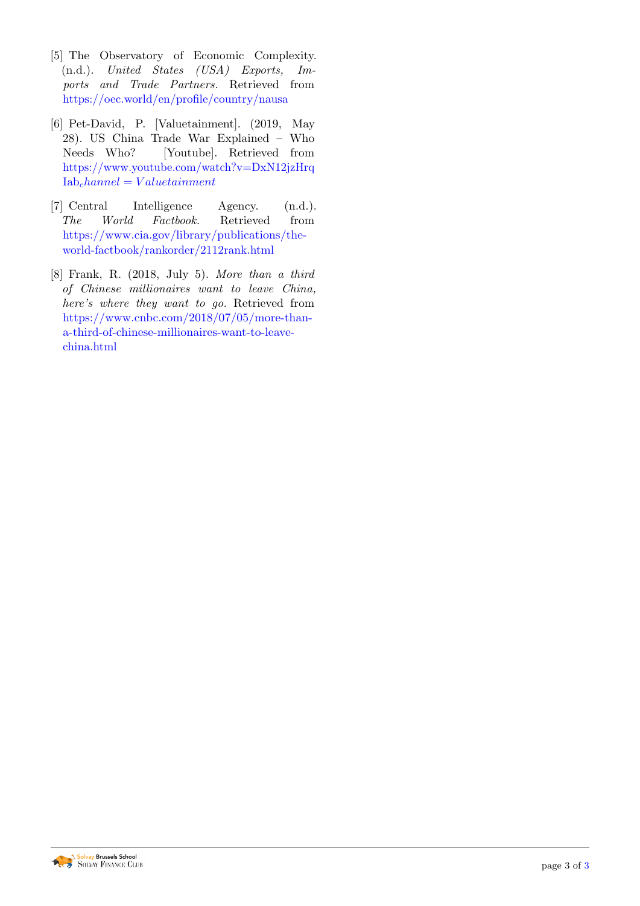[5] The Observatory of Economic Complexity. (n.d.). *United States (USA) Exports, Imports and Trade Partners.* Retrieved from https://oec.world/en/profile/country/nausa

[6] Pet-David, P. [Valuetainment]. (2019, May 28). US China Trade War Explained – Who Needs Who? [Youtube]. Retrieved from https://www.youtube.com/watch?v=DxN12jzHrqIab$_channel = Valuetainment$

[7] Central Intelligence Agency. (n.d.). *The World Factbook.* Retrieved from https://www.cia.gov/library/publications/the-world-factbook/rankorder/2112rank.html

[8] Frank, R. (2018, July 5). *More than a third of Chinese millionaires want to leave China, here's where they want to go.* Retrieved from https://www.cnbc.com/2018/07/05/more-than-a-third-of-chinese-millionaires-want-to-leave-china.html